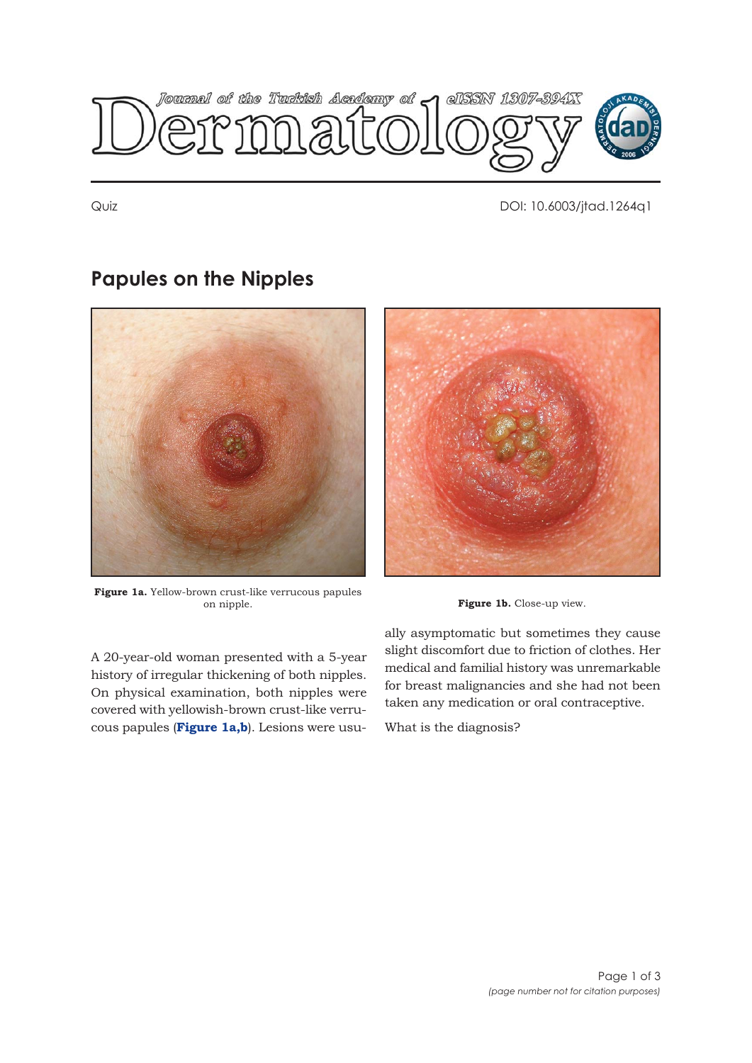Quiz

DOI: 10.6003/jtad.1264q1

# Papules on the Nipples

**Figure 1a.** Yellow-brown crust-like verrucous papules on nipple.

**Figure 1b.** Close-up view.

A 20-year-old woman presented with a 5-year history of irregular thickening of both nipples. On physical examination, both nipples were covered with yellowish-brown crust-like verrucous papules (**Figure 1a,b**). Lesions were usually asymptomatic but sometimes they cause slight discomfort due to friction of clothes. Her medical and familial history was unremarkable for breast malignancies and she had not been taken any medication or oral contraceptive.

What is the diagnosis?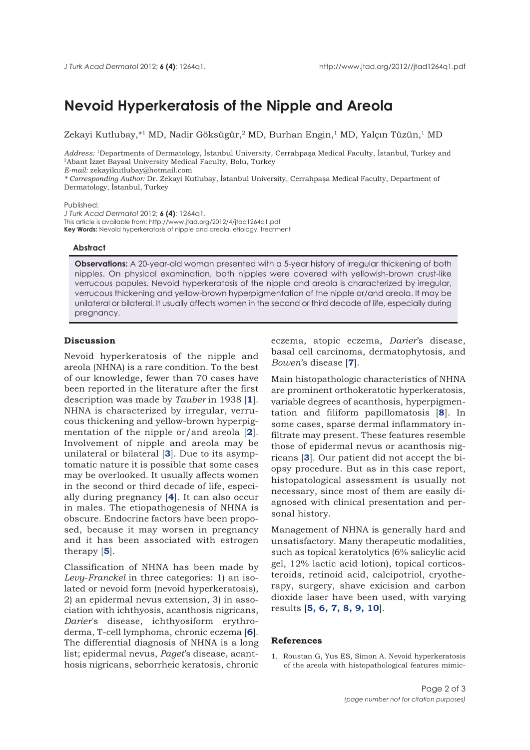# Nevoid Hyperkeratosis of the Nipple and Areola

Zekayi Kutlubay,*[1] MD, Nadir Göksügür,[2] MD, Burhan Engin,[1] MD, Yalçın Tüzün,[1] MD

*Address:* [1]Departments of Dermatology, İstanbul University, Cerrahpaşa Medical Faculty, İstanbul, Turkey and [2]Abant İzzet Baysal University Medical Faculty, Bolu, Turkey
*E-mail:* zekayikutlubay@hotmail.com
*\* Corresponding Author:* Dr. Zekayi Kutlubay, İstanbul University, Cerrahpaşa Medical Faculty, Department of Dermatology, İstanbul, Turkey

Published:
*J Turk Acad Dermatol* 2012; **6 (4)**: 1264q1.
This article is available from: http://www.jtad.org/2012/4/jtad1264q1.pdf
**Key Words:** Nevoid hyperkeratosis of nipple and areola, etiology, treatment

#### Abstract

**Observations:** A 20-year-old woman presented with a 5-year history of irregular thickening of both nipples. On physical examination, both nipples were covered with yellowish-brown crust-like verrucous papules. Nevoid hyperkeratosis of the nipple and areola is characterized by irregular, verrucous thickening and yellow-brown hyperpigmentation of the nipple or/and areola. It may be unilateral or bilateral. It usually affects women in the second or third decade of life, especially during pregnancy.

## Discussion

Nevoid hyperkeratosis of the nipple and areola (NHNA) is a rare condition. To the best of our knowledge, fewer than 70 cases have been reported in the literature after the first description was made by *Tauber* in 1938 [**1**]. NHNA is characterized by irregular, verrucous thickening and yellow-brown hyperpigmentation of the nipple or/and areola [**2**]. Involvement of nipple and areola may be unilateral or bilateral [**3**]. Due to its asymptomatic nature it is possible that some cases may be overlooked. It usually affects women in the second or third decade of life, especially during pregnancy [**4**]. It can also occur in males. The etiopathogenesis of NHNA is obscure. Endocrine factors have been proposed, because it may worsen in pregnancy and it has been associated with estrogen therapy [**5**].

Classification of NHNA has been made by *Levy-Franckel* in three categories: 1) an isolated or nevoid form (nevoid hyperkeratosis), 2) an epidermal nevus extension, 3) in association with ichthyosis, acanthosis nigricans, *Darier*'s disease, ichthyosiform erythroderma, T-cell lymphoma, chronic eczema [**6**]. The differential diagnosis of NHNA is a long list; epidermal nevus, *Paget*'s disease, acanthosis nigricans, seborrheic keratosis, chronic eczema, atopic eczema, *Darier*'s disease, basal cell carcinoma, dermatophytosis, and *Bowen*'s disease [**7**].

Main histopathologic characteristics of NHNA are prominent orthokeratotic hyperkeratosis, variable degrees of acanthosis, hyperpigmentation and filiform papillomatosis [**8**]. In some cases, sparse dermal inflammatory infiltrate may present. These features resemble those of epidermal nevus or acanthosis nigricans [**3**]. Our patient did not accept the biopsy procedure. But as in this case report, histopatological assessment is usually not necessary, since most of them are easily diagnosed with clinical presentation and personal history.

Management of NHNA is generally hard and unsatisfactory. Many therapeutic modalities, such as topical keratolytics (6% salicylic acid gel, 12% lactic acid lotion), topical corticosteroids, retinoid acid, calcipotriol, cryotherapy, surgery, shave exicision and carbon dioxide laser have been used, with varying results [**5, 6, 7, 8, 9, 10**].

## References

1. Roustan G, Yus ES, Simon A. Nevoid hyperkeratosis of the areola with histopathological features mimic-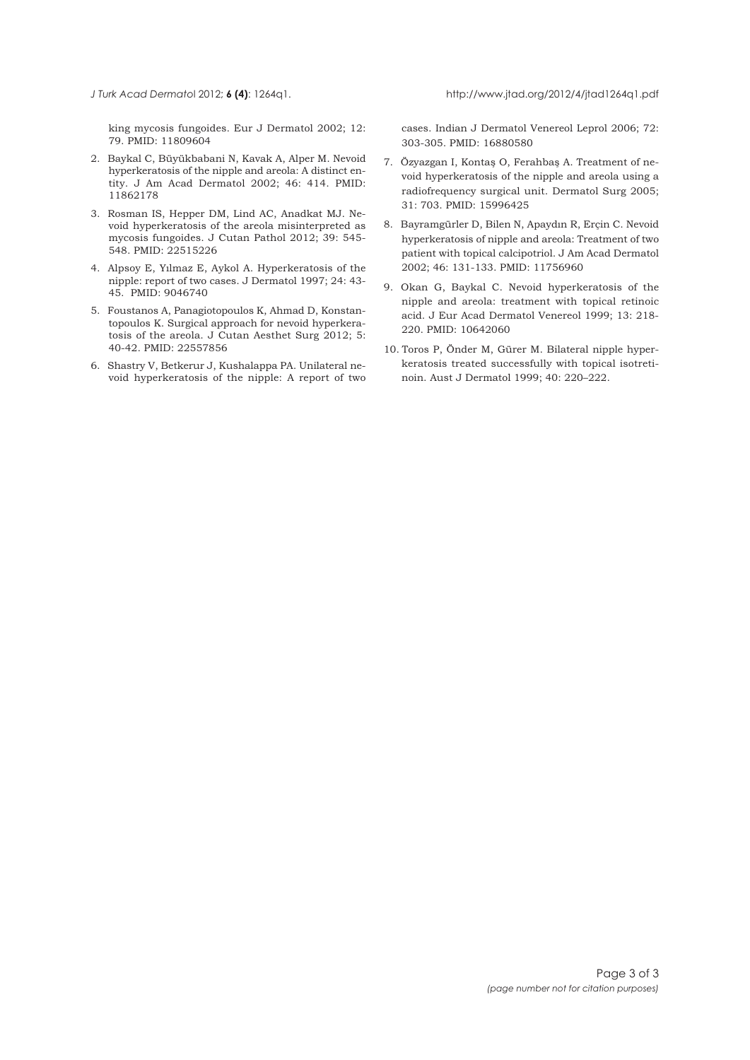king mycosis fungoides. Eur J Dermatol 2002; 12: 79. PMID: 11809604

2. Baykal C, Büyükbabani N, Kavak A, Alper M. Nevoid hyperkeratosis of the nipple and areola: A distinct entity. J Am Acad Dermatol 2002; 46: 414. PMID: 11862178

3. Rosman IS, Hepper DM, Lind AC, Anadkat MJ. Nevoid hyperkeratosis of the areola misinterpreted as mycosis fungoides. J Cutan Pathol 2012; 39: 545-548. PMID: 22515226

4. Alpsoy E, Yılmaz E, Aykol A. Hyperkeratosis of the nipple: report of two cases. J Dermatol 1997; 24: 43-45. PMID: 9046740

5. Foustanos A, Panagiotopoulos K, Ahmad D, Konstantopoulos K. Surgical approach for nevoid hyperkeratosis of the areola. J Cutan Aesthet Surg 2012; 5: 40-42. PMID: 22557856

6. Shastry V, Betkerur J, Kushalappa PA. Unilateral nevoid hyperkeratosis of the nipple: A report of two cases. Indian J Dermatol Venereol Leprol 2006; 72: 303-305. PMID: 16880580

7. Özyazgan I, Kontaş O, Ferahbaş A. Treatment of nevoid hyperkeratosis of the nipple and areola using a radiofrequency surgical unit. Dermatol Surg 2005; 31: 703. PMID: 15996425

8. Bayramgürler D, Bilen N, Apaydın R, Erçin C. Nevoid hyperkeratosis of nipple and areola: Treatment of two patient with topical calcipotriol. J Am Acad Dermatol 2002; 46: 131-133. PMID: 11756960

9. Okan G, Baykal C. Nevoid hyperkeratosis of the nipple and areola: treatment with topical retinoic acid. J Eur Acad Dermatol Venereol 1999; 13: 218-220. PMID: 10642060

10. Toros P, Önder M, Gürer M. Bilateral nipple hyperkeratosis treated successfully with topical isotretinoin. Aust J Dermatol 1999; 40: 220–222.